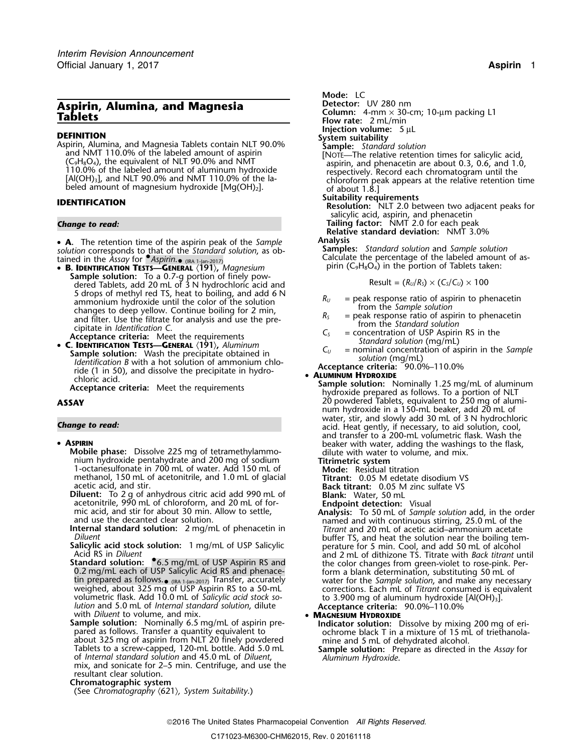# Aspirin, Alumina, and Magnesia Tablets

## DEFINITION

Aspirin, Alumina, and Magnesia Tablets contain NLT 90.0% and NMT 110.0% of the labeled amount of aspirin ($C_9H_8O_4$), the equivalent of NLT 90.0% and NMT 110.0% of the labeled amount of aluminum hydroxide [$Al(OH)_3$], and NLT 90.0% and NMT 110.0% of the labeled amount of magnesium hydroxide [$Mg(OH)_2$].

## IDENTIFICATION

*Change to read:*

- **A.** The retention time of the aspirin peak of the *Sample solution* corresponds to that of the *Standard solution*, as obtained in the *Assay* for •*Aspirin*.• (IRA 1-Jan-2017)
- **B. Identification Tests—General ⟨191⟩**, *Magnesium*
  - **Sample solution:** To a 0.7-g portion of finely powdered Tablets, add 20 mL of 3 N hydrochloric acid and 5 drops of methyl red TS, heat to boiling, and add 6 N ammonium hydroxide until the color of the solution changes to deep yellow. Continue boiling for 2 min, and filter. Use the filtrate for analysis and use the precipitate in *Identification C*.
  - **Acceptance criteria:** Meet the requirements
- **C. Identification Tests—General ⟨191⟩**, *Aluminum*
  - **Sample solution:** Wash the precipitate obtained in *Identification B* with a hot solution of ammonium chloride (1 in 50), and dissolve the precipitate in hydrochloric acid.
  - **Acceptance criteria:** Meet the requirements

## ASSAY

*Change to read:*

- **Aspirin**
  - **Mobile phase:** Dissolve 225 mg of tetramethylammonium hydroxide pentahydrate and 200 mg of sodium 1-octanesulfonate in 700 mL of water. Add 150 mL of methanol, 150 mL of acetonitrile, and 1.0 mL of glacial acetic acid, and stir.
  - **Diluent:** To 2 g of anhydrous citric acid add 990 mL of acetonitrile, 990 mL of chloroform, and 20 mL of formic acid, and stir for about 30 min. Allow to settle, and use the decanted clear solution.
  - **Internal standard solution:** 2 mg/mL of phenacetin in *Diluent*
  - **Salicylic acid stock solution:** 1 mg/mL of USP Salicylic Acid RS in *Diluent*
  - **Standard solution:** •6.5 mg/mL of USP Aspirin RS and 0.2 mg/mL each of USP Salicylic Acid RS and phenacetin prepared as follows.• (IRA 1-Jan-2017) Transfer, accurately weighed, about 325 mg of USP Aspirin RS to a 50-mL volumetric flask. Add 10.0 mL of *Salicylic acid stock solution* and 5.0 mL of *Internal standard solution*, dilute with *Diluent* to volume, and mix.
  - **Sample solution:** Nominally 6.5 mg/mL of aspirin prepared as follows. Transfer a quantity equivalent to about 325 mg of aspirin from NLT 20 finely powdered Tablets to a screw-capped, 120-mL bottle. Add 5.0 mL of *Internal standard solution* and 45.0 mL of *Diluent*, mix, and sonicate for 2–5 min. Centrifuge, and use the resultant clear solution.
  - **Chromatographic system**
    (See *Chromatography ⟨621⟩, System Suitability*.)
    - **Mode:** LC
    - **Detector:** UV 280 nm
    - **Column:** 4-mm × 30-cm; 10-µm packing L1
    - **Flow rate:** 2 mL/min
    - **Injection volume:** 5 µL
  - **System suitability**
    - **Sample:** *Standard solution*
      [Note—The relative retention times for salicylic acid, aspirin, and phenacetin are about 0.3, 0.6, and 1.0, respectively. Record each chromatogram until the chloroform peak appears at the relative retention time of about 1.8.]
  - **Suitability requirements**
    - **Resolution:** NLT 2.0 between two adjacent peaks for salicylic acid, aspirin, and phenacetin
    - **Tailing factor:** NMT 2.0 for each peak
    - **Relative standard deviation:** NMT 3.0%
  - **Analysis**
    - **Samples:** *Standard solution* and *Sample solution*
      Calculate the percentage of the labeled amount of aspirin ($C_9H_8O_4$) in the portion of Tablets taken:

$$\text{Result} = (R_U/R_S) \times (C_S/C_U) \times 100$$

$R_U$ = peak response ratio of aspirin to phenacetin from the *Sample solution*

$R_S$ = peak response ratio of aspirin to phenacetin from the *Standard solution*

$C_S$ = concentration of USP Aspirin RS in the *Standard solution* (mg/mL)

$C_U$ = nominal concentration of aspirin in the *Sample solution* (mg/mL)

  - **Acceptance criteria:** 90.0%–110.0%

- **Aluminum Hydroxide**
  - **Sample solution:** Nominally 1.25 mg/mL of aluminum hydroxide prepared as follows. To a portion of NLT 20 powdered Tablets, equivalent to 250 mg of aluminum hydroxide in a 150-mL beaker, add 20 mL of water, stir, and slowly add 30 mL of 3 N hydrochloric acid. Heat gently, if necessary, to aid solution, cool, and transfer to a 200-mL volumetric flask. Wash the beaker with water, adding the washings to the flask, dilute with water to volume, and mix.
  - **Titrimetric system**
    - **Mode:** Residual titration
    - **Titrant:** 0.05 M edetate disodium VS
    - **Back titrant:** 0.05 M zinc sulfate VS
    - **Blank:** Water, 50 mL
    - **Endpoint detection:** Visual
  - **Analysis:** To 50 mL of *Sample solution* add, in the order named and with continuous stirring, 25.0 mL of the *Titrant* and 20 mL of acetic acid–ammonium acetate buffer TS, and heat the solution near the boiling temperature for 5 min. Cool, and add 50 mL of alcohol and 2 mL of dithizone TS. Titrate with *Back titrant* until the color changes from green-violet to rose-pink. Perform a blank determination, substituting 50 mL of water for the *Sample solution*, and make any necessary corrections. Each mL of *Titrant* consumed is equivalent to 3.900 mg of aluminum hydroxide [$Al(OH)_3$].
  - **Acceptance criteria:** 90.0%–110.0%

- **Magnesium Hydroxide**
  - **Indicator solution:** Dissolve by mixing 200 mg of eriochrome black T in a mixture of 15 mL of triethanolamine and 5 mL of dehydrated alcohol.
  - **Sample solution:** Prepare as directed in the *Assay* for *Aluminum Hydroxide*.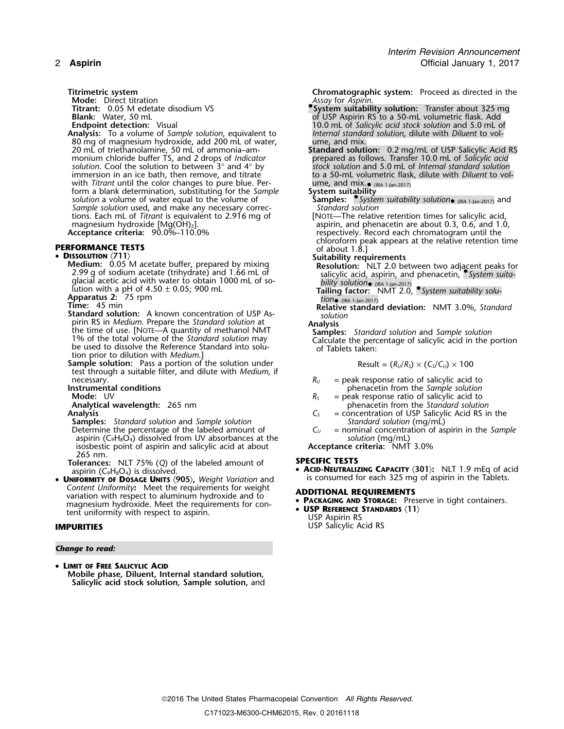**Titrimetric system**

**Mode:** Direct titration

**Titrant:** 0.05 M edetate disodium VS

**Blank:** Water, 50 mL

**Endpoint detection:** Visual

**Analysis:** To a volume of *Sample solution*, equivalent to 80 mg of magnesium hydroxide, add 200 mL of water, 20 mL of triethanolamine, 50 mL of ammonia–ammonium chloride buffer TS, and 2 drops of *Indicator solution*. Cool the solution to between 3° and 4° by immersion in an ice bath, then remove, and titrate with *Titrant* until the color changes to pure blue. Perform a blank determination, substituting for the *Sample solution* a volume of water equal to the volume of *Sample solution* used, and make any necessary corrections. Each mL of *Titrant* is equivalent to 2.916 mg of magnesium hydroxide [$Mg(OH)_2$].

**Acceptance criteria:** 90.0%–110.0%

## PERFORMANCE TESTS

- **DISSOLUTION ⟨711⟩**

**Medium:** 0.05 M acetate buffer, prepared by mixing 2.99 g of sodium acetate (trihydrate) and 1.66 mL of glacial acetic acid with water to obtain 1000 mL of solution with a pH of 4.50 ± 0.05; 900 mL

**Apparatus 2:** 75 rpm

**Time:** 45 min

**Standard solution:** A known concentration of USP Aspirin RS in *Medium*. Prepare the *Standard solution* at the time of use. [NOTE—A quantity of methanol NMT 1% of the total volume of the *Standard solution* may be used to dissolve the Reference Standard into solution prior to dilution with *Medium*.]

**Sample solution:** Pass a portion of the solution under test through a suitable filter, and dilute with *Medium*, if necessary.

**Instrumental conditions**

**Mode:** UV

**Analytical wavelength:** 265 nm

**Analysis**

**Samples:** *Standard solution* and *Sample solution*

Determine the percentage of the labeled amount of aspirin ($C_9H_8O_4$) dissolved from UV absorbances at the isosbestic point of aspirin and salicylic acid at about 265 nm.

**Tolerances:** NLT 75% (*Q*) of the labeled amount of aspirin ($C_9H_8O_4$) is dissolved.

- **UNIFORMITY OF DOSAGE UNITS ⟨905⟩,** *Weight Variation* and *Content Uniformity***:** Meet the requirements for weight variation with respect to aluminum hydroxide and to magnesium hydroxide. Meet the requirements for content uniformity with respect to aspirin.

## IMPURITIES

*Change to read:*

- **LIMIT OF FREE SALICYLIC ACID**

**Mobile phase, Diluent, Internal standard solution, Salicylic acid stock solution, Sample solution,** and **Chromatographic system:** Proceed as directed in the *Assay* for *Aspirin*.

•**System suitability solution:** Transfer about 325 mg of USP Aspirin RS to a 50-mL volumetric flask. Add 10.0 mL of *Salicylic acid stock solution* and 5.0 mL of *Internal standard solution*, dilute with *Diluent* to volume, and mix.

**Standard solution:** 0.2 mg/mL of USP Salicylic Acid RS prepared as follows. Transfer 10.0 mL of *Salicylic acid stock solution* and 5.0 mL of *Internal standard solution* to a 50-mL volumetric flask, dilute with *Diluent* to volume, and mix.• (IRA 1-Jan-2017)

**System suitability**

**Samples:** •*System suitability solution*• (IRA 1-Jan-2017) and *Standard solution*

[NOTE—The relative retention times for salicylic acid, aspirin, and phenacetin are about 0.3, 0.6, and 1.0, respectively. Record each chromatogram until the chloroform peak appears at the relative retention time of about 1.8.]

**Suitability requirements**

**Resolution:** NLT 2.0 between two adjacent peaks for salicylic acid, aspirin, and phenacetin, •*System suitability solution*• (IRA 1-Jan-2017)

**Tailing factor:** NMT 2.0, •*System suitability solution*• (IRA 1-Jan-2017)

**Relative standard deviation:** NMT 3.0%, *Standard solution*

**Analysis**

**Samples:** *Standard solution* and *Sample solution*

Calculate the percentage of salicylic acid in the portion of Tablets taken:

$$\text{Result} = (R_U/R_S) \times (C_S/C_U) \times 100$$

$R_U$ = peak response ratio of salicylic acid to phenacetin from the *Sample solution*

$R_S$ = peak response ratio of salicylic acid to phenacetin from the *Standard solution*

$C_S$ = concentration of USP Salicylic Acid RS in the *Standard solution* (mg/mL)

$C_U$ = nominal concentration of aspirin in the *Sample solution* (mg/mL)

**Acceptance criteria:** NMT 3.0%

## SPECIFIC TESTS

- **ACID-NEUTRALIZING CAPACITY ⟨301⟩:** NLT 1.9 mEq of acid is consumed for each 325 mg of aspirin in the Tablets.

## ADDITIONAL REQUIREMENTS

- **PACKAGING AND STORAGE:** Preserve in tight containers.
- **USP REFERENCE STANDARDS ⟨11⟩**

USP Aspirin RS
USP Salicylic Acid RS